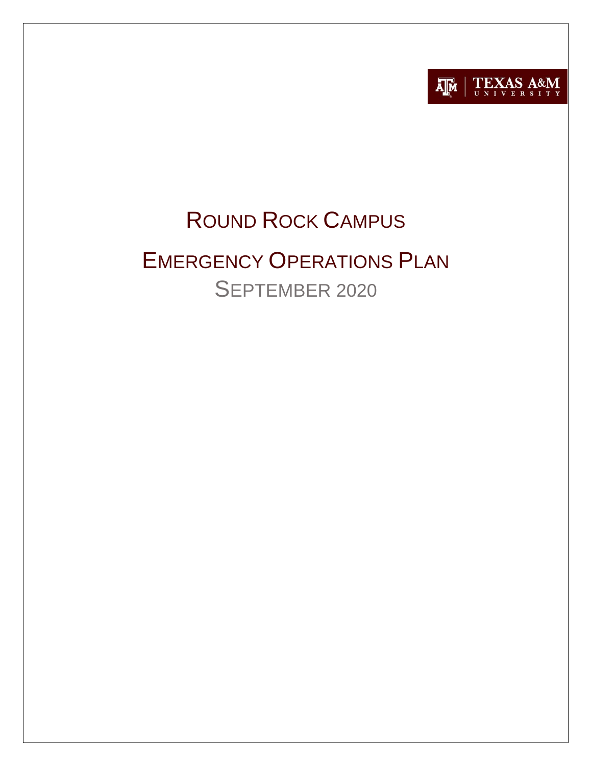TEXAS A&M UNIVERSITY

# ROUND ROCK CAMPUS

# EMERGENCY OPERATIONS PLAN

SEPTEMBER 2020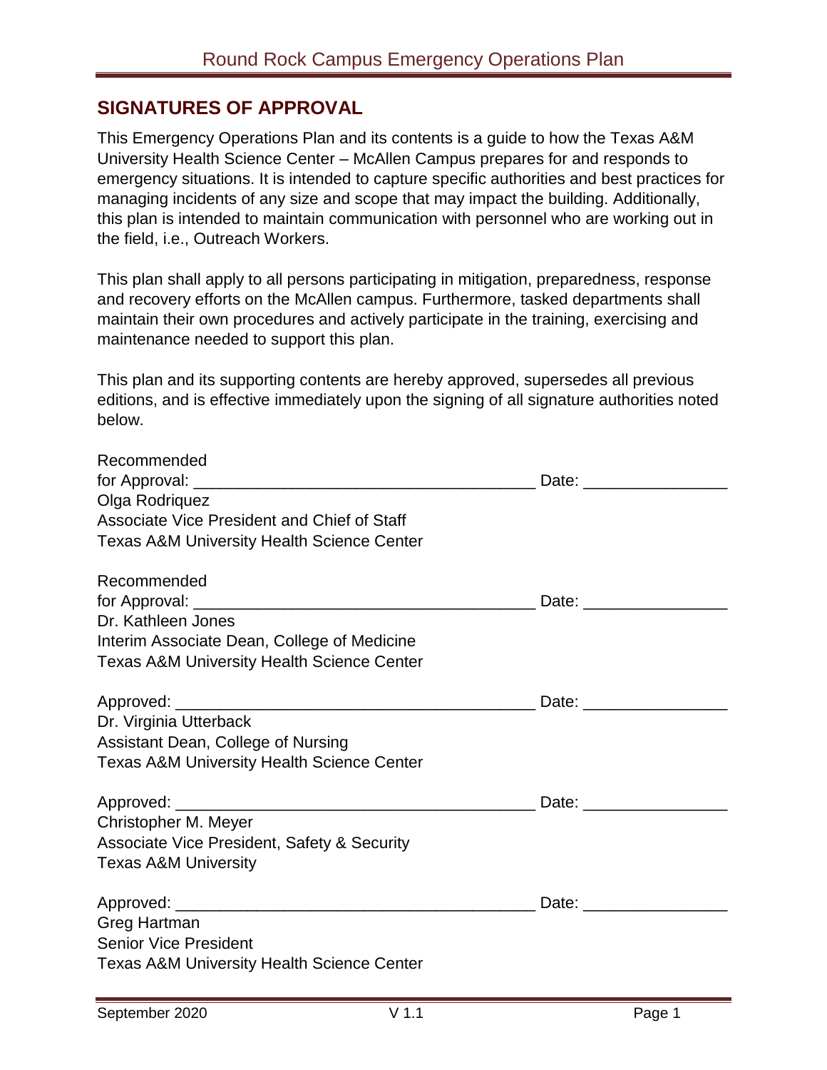## SIGNATURES OF APPROVAL

This Emergency Operations Plan and its contents is a guide to how the Texas A&M University Health Science Center – McAllen Campus prepares for and responds to emergency situations. It is intended to capture specific authorities and best practices for managing incidents of any size and scope that may impact the building. Additionally, this plan is intended to maintain communication with personnel who are working out in the field, i.e., Outreach Workers.

This plan shall apply to all persons participating in mitigation, preparedness, response and recovery efforts on the McAllen campus. Furthermore, tasked departments shall maintain their own procedures and actively participate in the training, exercising and maintenance needed to support this plan.

This plan and its supporting contents are hereby approved, supersedes all previous editions, and is effective immediately upon the signing of all signature authorities noted below.

Recommended
for Approval: ______________________________________ Date: ________________
Olga Rodriquez
Associate Vice President and Chief of Staff
Texas A&M University Health Science Center

Recommended
for Approval: ______________________________________ Date: ________________
Dr. Kathleen Jones
Interim Associate Dean, College of Medicine
Texas A&M University Health Science Center

Approved: ________________________________________ Date: ________________
Dr. Virginia Utterback
Assistant Dean, College of Nursing
Texas A&M University Health Science Center

Approved: ________________________________________ Date: ________________
Christopher M. Meyer
Associate Vice President, Safety & Security
Texas A&M University

Approved: ________________________________________ Date: ________________
Greg Hartman
Senior Vice President
Texas A&M University Health Science Center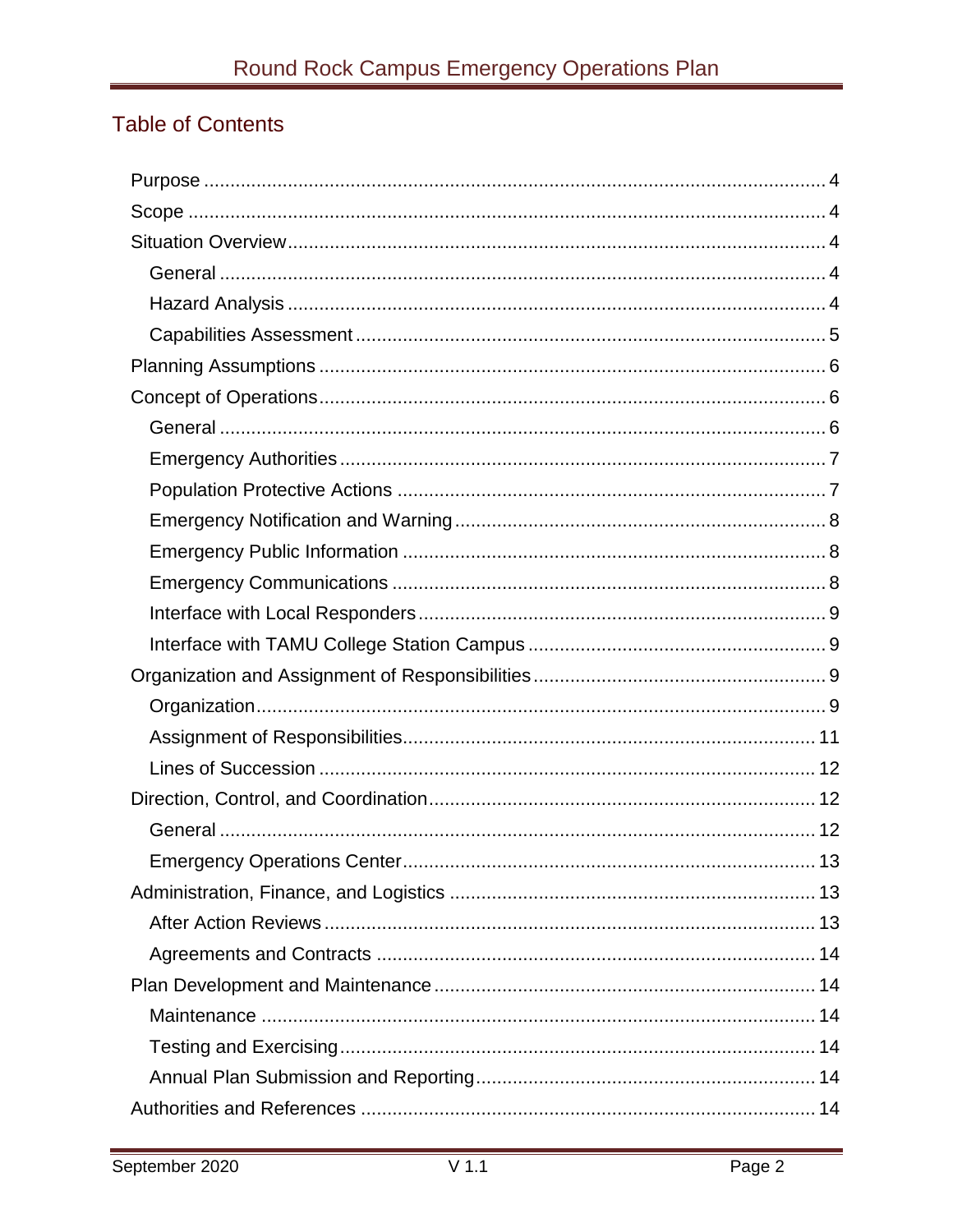## Table of Contents

- Purpose ..... 4
- Scope ..... 4
- Situation Overview ..... 4
    - General ..... 4
    - Hazard Analysis ..... 4
    - Capabilities Assessment ..... 5
- Planning Assumptions ..... 6
- Concept of Operations ..... 6
    - General ..... 6
    - Emergency Authorities ..... 7
    - Population Protective Actions ..... 7
    - Emergency Notification and Warning ..... 8
    - Emergency Public Information ..... 8
    - Emergency Communications ..... 8
    - Interface with Local Responders ..... 9
    - Interface with TAMU College Station Campus ..... 9
- Organization and Assignment of Responsibilities ..... 9
    - Organization ..... 9
    - Assignment of Responsibilities ..... 11
    - Lines of Succession ..... 12
- Direction, Control, and Coordination ..... 12
    - General ..... 12
    - Emergency Operations Center ..... 13
- Administration, Finance, and Logistics ..... 13
    - After Action Reviews ..... 13
    - Agreements and Contracts ..... 14
- Plan Development and Maintenance ..... 14
    - Maintenance ..... 14
    - Testing and Exercising ..... 14
    - Annual Plan Submission and Reporting ..... 14
- Authorities and References ..... 14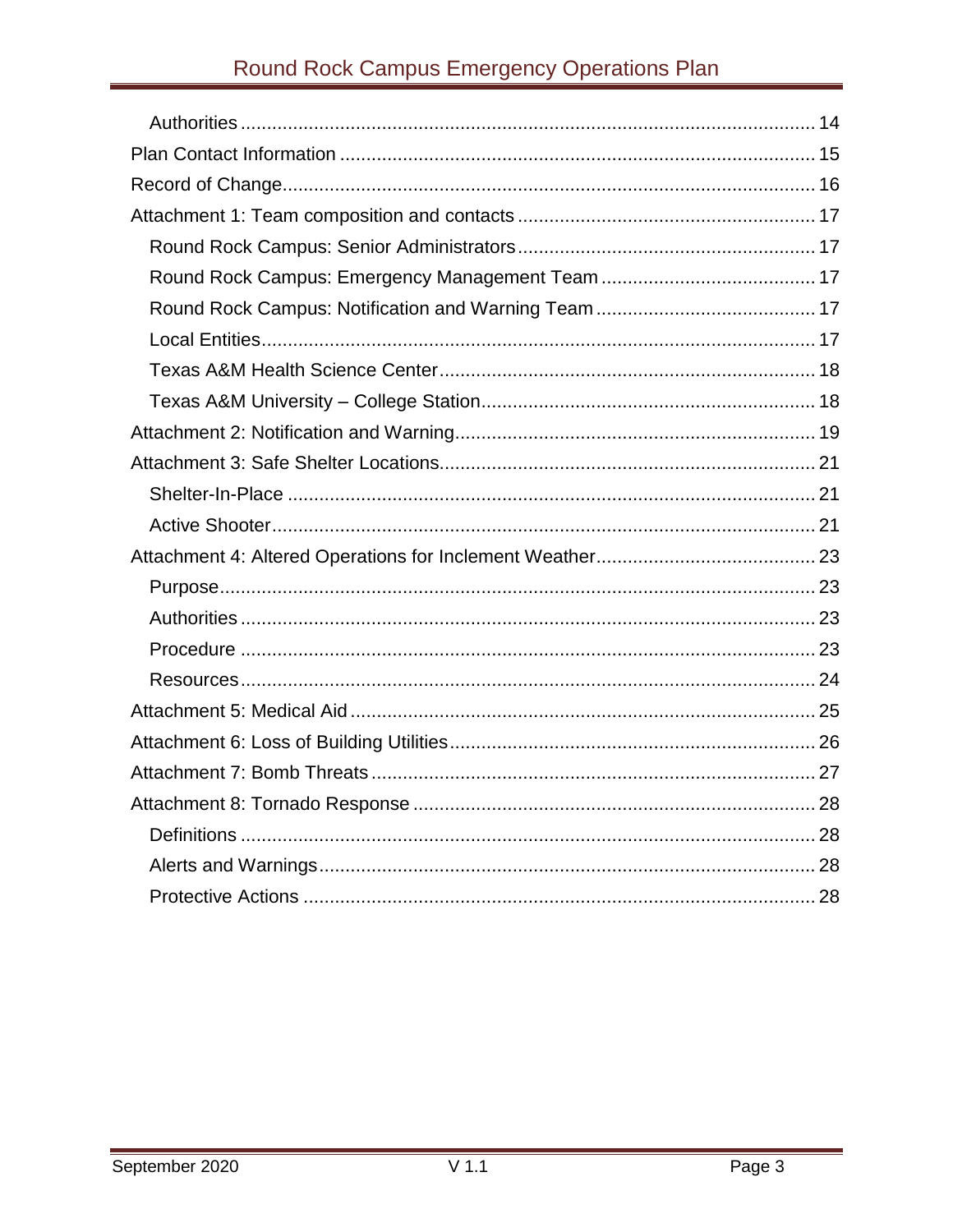- Authorities ... 14
- Plan Contact Information ... 15
- Record of Change ... 16
- Attachment 1: Team composition and contacts ... 17
  - Round Rock Campus: Senior Administrators ... 17
  - Round Rock Campus: Emergency Management Team ... 17
  - Round Rock Campus: Notification and Warning Team ... 17
  - Local Entities ... 17
  - Texas A&M Health Science Center ... 18
  - Texas A&M University – College Station ... 18
- Attachment 2: Notification and Warning ... 19
- Attachment 3: Safe Shelter Locations ... 21
  - Shelter-In-Place ... 21
  - Active Shooter ... 21
- Attachment 4: Altered Operations for Inclement Weather ... 23
  - Purpose ... 23
  - Authorities ... 23
  - Procedure ... 23
  - Resources ... 24
- Attachment 5: Medical Aid ... 25
- Attachment 6: Loss of Building Utilities ... 26
- Attachment 7: Bomb Threats ... 27
- Attachment 8: Tornado Response ... 28
  - Definitions ... 28
  - Alerts and Warnings ... 28
  - Protective Actions ... 28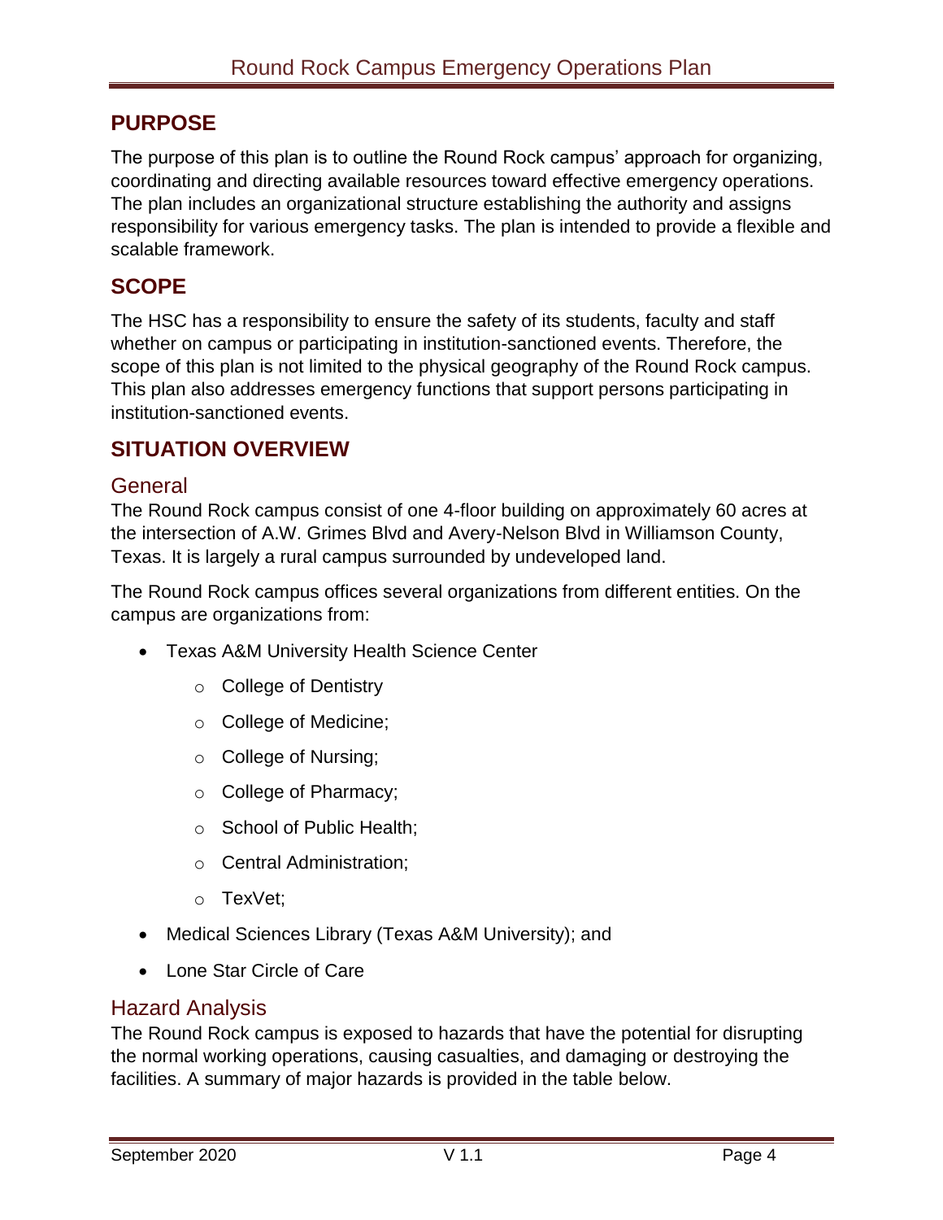## PURPOSE

The purpose of this plan is to outline the Round Rock campus' approach for organizing, coordinating and directing available resources toward effective emergency operations. The plan includes an organizational structure establishing the authority and assigns responsibility for various emergency tasks. The plan is intended to provide a flexible and scalable framework.

## SCOPE

The HSC has a responsibility to ensure the safety of its students, faculty and staff whether on campus or participating in institution-sanctioned events. Therefore, the scope of this plan is not limited to the physical geography of the Round Rock campus. This plan also addresses emergency functions that support persons participating in institution-sanctioned events.

## SITUATION OVERVIEW

### General

The Round Rock campus consist of one 4-floor building on approximately 60 acres at the intersection of A.W. Grimes Blvd and Avery-Nelson Blvd in Williamson County, Texas. It is largely a rural campus surrounded by undeveloped land.

The Round Rock campus offices several organizations from different entities. On the campus are organizations from:

- Texas A&M University Health Science Center
    - College of Dentistry
    - College of Medicine;
    - College of Nursing;
    - College of Pharmacy;
    - School of Public Health;
    - Central Administration;
    - TexVet;
- Medical Sciences Library (Texas A&M University); and
- Lone Star Circle of Care

### Hazard Analysis

The Round Rock campus is exposed to hazards that have the potential for disrupting the normal working operations, causing casualties, and damaging or destroying the facilities. A summary of major hazards is provided in the table below.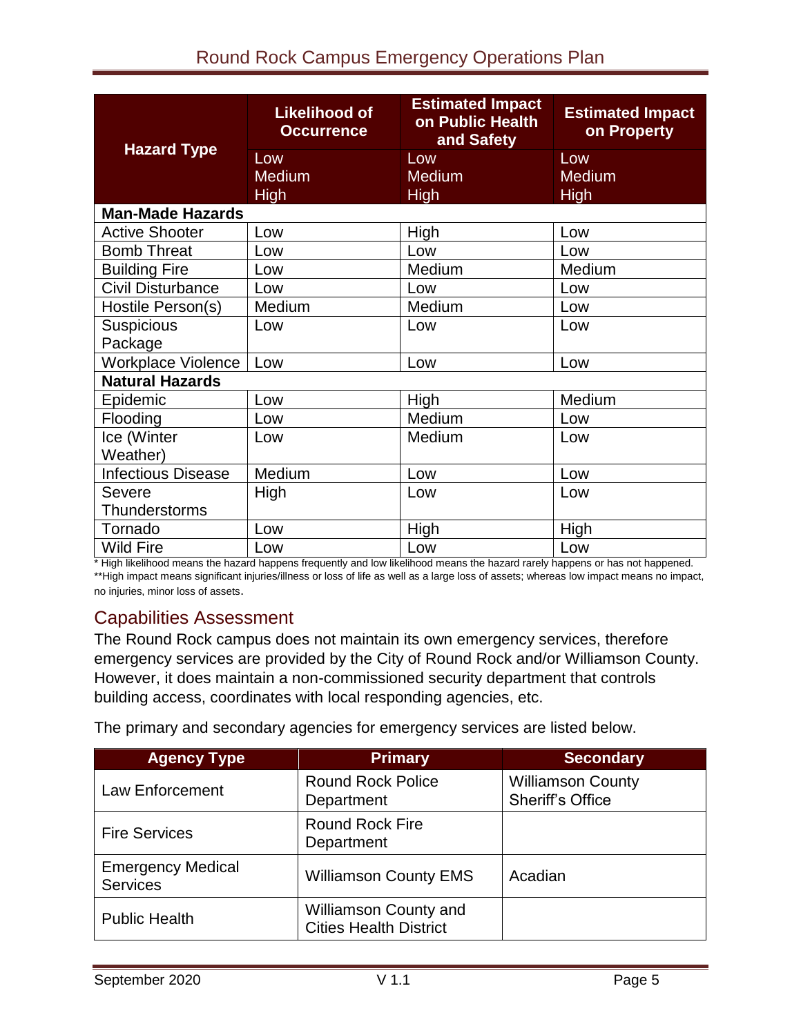| Hazard Type | Likelihood of Occurrence<br>Low<br>Medium<br>High | Estimated Impact on Public Health and Safety<br>Low<br>Medium<br>High | Estimated Impact on Property<br>Low<br>Medium<br>High |
|---|---|---|---|
| **Man-Made Hazards** | | | |
| Active Shooter | Low | High | Low |
| Bomb Threat | Low | Low | Low |
| Building Fire | Low | Medium | Medium |
| Civil Disturbance | Low | Low | Low |
| Hostile Person(s) | Medium | Medium | Low |
| Suspicious Package | Low | Low | Low |
| Workplace Violence | Low | Low | Low |
| **Natural Hazards** | | | |
| Epidemic | Low | High | Medium |
| Flooding | Low | Medium | Low |
| Ice (Winter Weather) | Low | Medium | Low |
| Infectious Disease | Medium | Low | Low |
| Severe Thunderstorms | High | Low | Low |
| Tornado | Low | High | High |
| Wild Fire | Low | Low | Low |

* High likelihood means the hazard happens frequently and low likelihood means the hazard rarely happens or has not happened.
**High impact means significant injuries/illness or loss of life as well as a large loss of assets; whereas low impact means no impact, no injuries, minor loss of assets.

## Capabilities Assessment

The Round Rock campus does not maintain its own emergency services, therefore emergency services are provided by the City of Round Rock and/or Williamson County. However, it does maintain a non-commissioned security department that controls building access, coordinates with local responding agencies, etc.

The primary and secondary agencies for emergency services are listed below.

| Agency Type | Primary | Secondary |
|---|---|---|
| Law Enforcement | Round Rock Police Department | Williamson County Sheriff's Office |
| Fire Services | Round Rock Fire Department | |
| Emergency Medical Services | Williamson County EMS | Acadian |
| Public Health | Williamson County and Cities Health District | |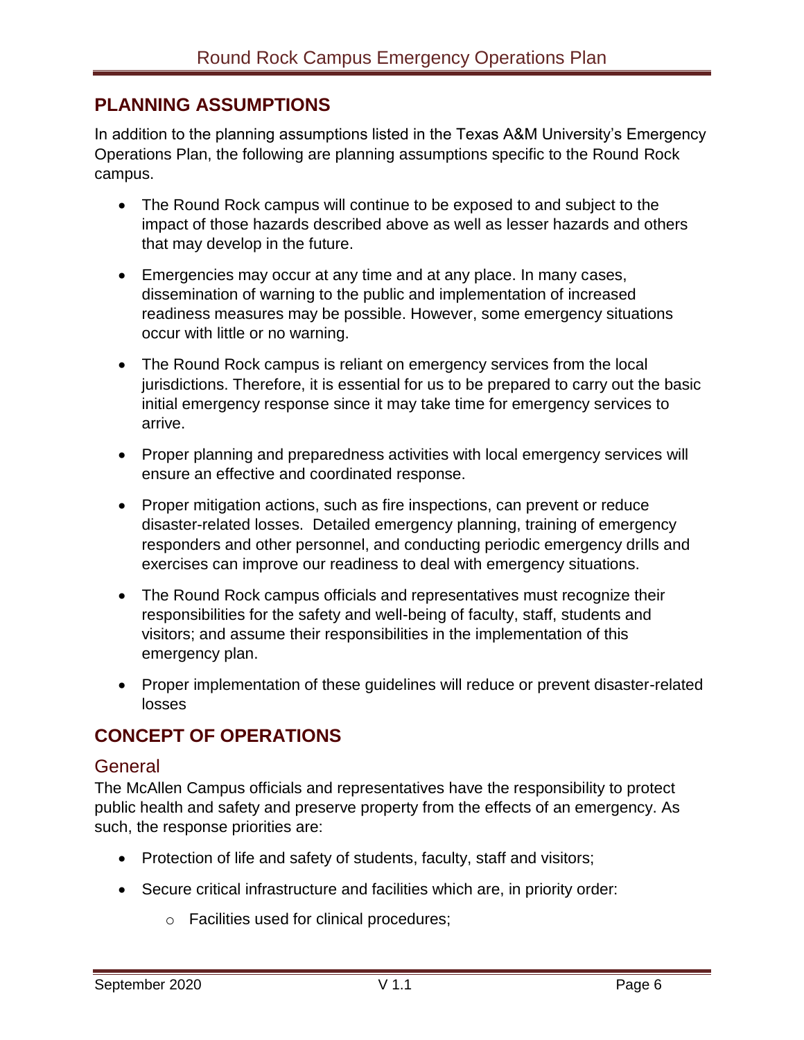## PLANNING ASSUMPTIONS

In addition to the planning assumptions listed in the Texas A&M University's Emergency Operations Plan, the following are planning assumptions specific to the Round Rock campus.

- The Round Rock campus will continue to be exposed to and subject to the impact of those hazards described above as well as lesser hazards and others that may develop in the future.
- Emergencies may occur at any time and at any place. In many cases, dissemination of warning to the public and implementation of increased readiness measures may be possible. However, some emergency situations occur with little or no warning.
- The Round Rock campus is reliant on emergency services from the local jurisdictions. Therefore, it is essential for us to be prepared to carry out the basic initial emergency response since it may take time for emergency services to arrive.
- Proper planning and preparedness activities with local emergency services will ensure an effective and coordinated response.
- Proper mitigation actions, such as fire inspections, can prevent or reduce disaster-related losses. Detailed emergency planning, training of emergency responders and other personnel, and conducting periodic emergency drills and exercises can improve our readiness to deal with emergency situations.
- The Round Rock campus officials and representatives must recognize their responsibilities for the safety and well-being of faculty, staff, students and visitors; and assume their responsibilities in the implementation of this emergency plan.
- Proper implementation of these guidelines will reduce or prevent disaster-related losses

## CONCEPT OF OPERATIONS

### General

The McAllen Campus officials and representatives have the responsibility to protect public health and safety and preserve property from the effects of an emergency. As such, the response priorities are:

- Protection of life and safety of students, faculty, staff and visitors;
- Secure critical infrastructure and facilities which are, in priority order:
  - Facilities used for clinical procedures;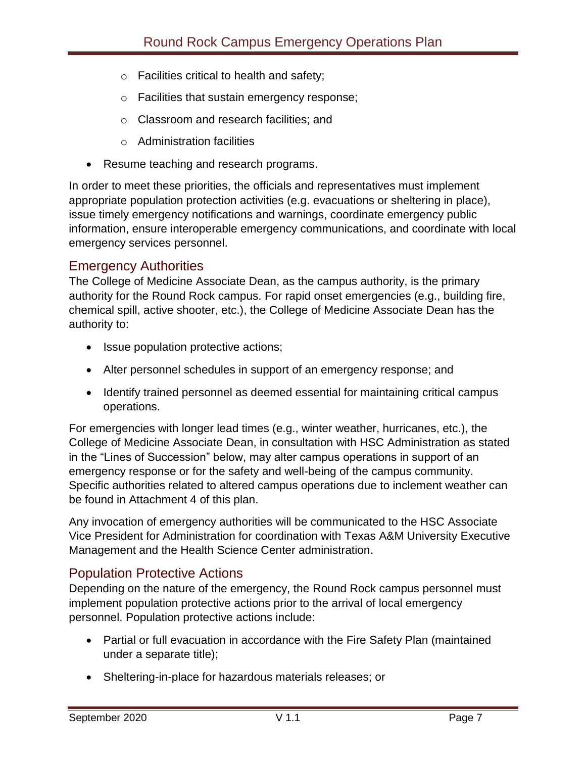- Facilities critical to health and safety;
  - Facilities that sustain emergency response;
  - Classroom and research facilities; and
  - Administration facilities
- Resume teaching and research programs.

In order to meet these priorities, the officials and representatives must implement appropriate population protection activities (e.g. evacuations or sheltering in place), issue timely emergency notifications and warnings, coordinate emergency public information, ensure interoperable emergency communications, and coordinate with local emergency services personnel.

## Emergency Authorities

The College of Medicine Associate Dean, as the campus authority, is the primary authority for the Round Rock campus. For rapid onset emergencies (e.g., building fire, chemical spill, active shooter, etc.), the College of Medicine Associate Dean has the authority to:

- Issue population protective actions;
- Alter personnel schedules in support of an emergency response; and
- Identify trained personnel as deemed essential for maintaining critical campus operations.

For emergencies with longer lead times (e.g., winter weather, hurricanes, etc.), the College of Medicine Associate Dean, in consultation with HSC Administration as stated in the "Lines of Succession" below, may alter campus operations in support of an emergency response or for the safety and well-being of the campus community. Specific authorities related to altered campus operations due to inclement weather can be found in Attachment 4 of this plan.

Any invocation of emergency authorities will be communicated to the HSC Associate Vice President for Administration for coordination with Texas A&M University Executive Management and the Health Science Center administration.

## Population Protective Actions

Depending on the nature of the emergency, the Round Rock campus personnel must implement population protective actions prior to the arrival of local emergency personnel. Population protective actions include:

- Partial or full evacuation in accordance with the Fire Safety Plan (maintained under a separate title);
- Sheltering-in-place for hazardous materials releases; or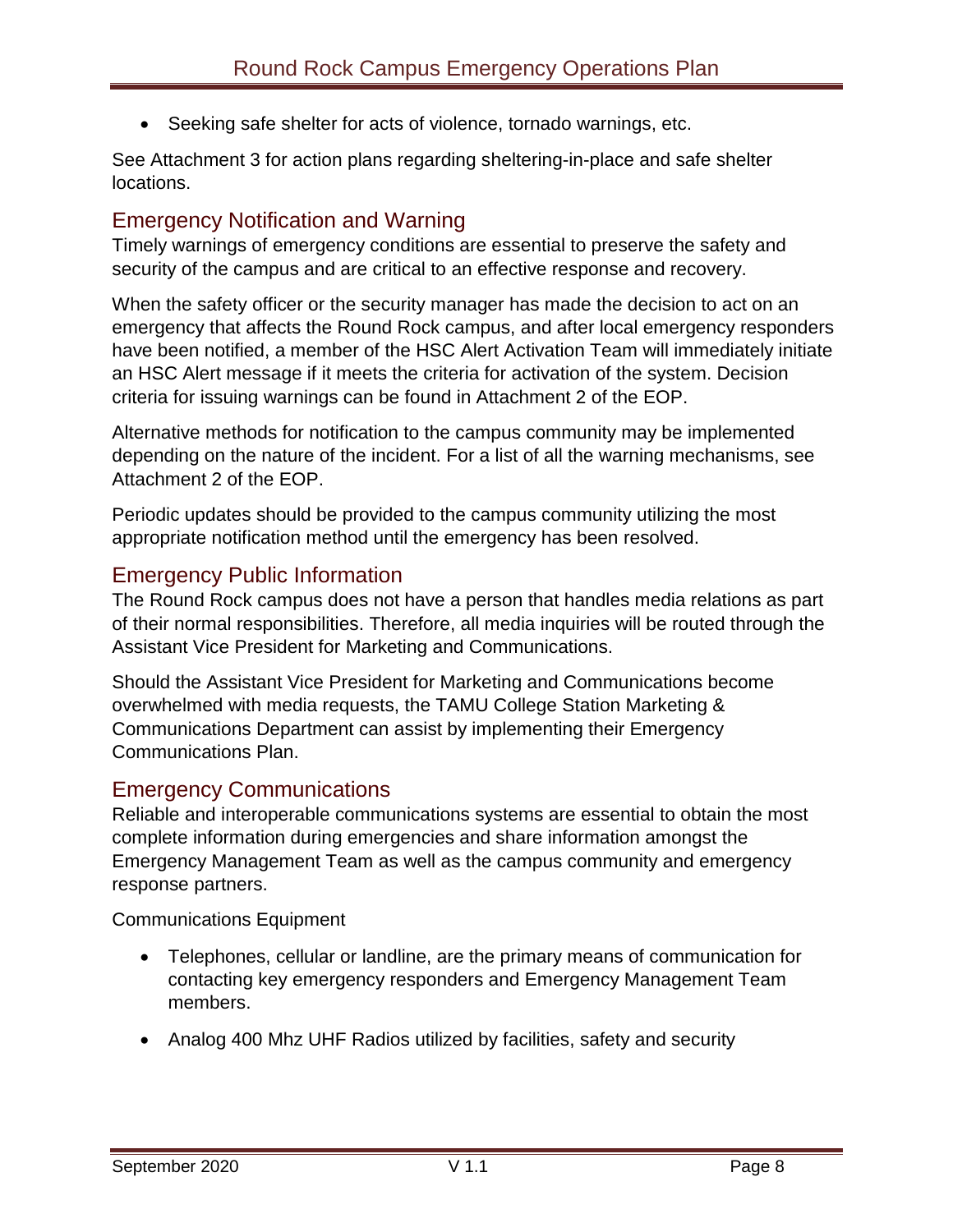- Seeking safe shelter for acts of violence, tornado warnings, etc.

See Attachment 3 for action plans regarding sheltering-in-place and safe shelter locations.

## Emergency Notification and Warning

Timely warnings of emergency conditions are essential to preserve the safety and security of the campus and are critical to an effective response and recovery.

When the safety officer or the security manager has made the decision to act on an emergency that affects the Round Rock campus, and after local emergency responders have been notified, a member of the HSC Alert Activation Team will immediately initiate an HSC Alert message if it meets the criteria for activation of the system. Decision criteria for issuing warnings can be found in Attachment 2 of the EOP.

Alternative methods for notification to the campus community may be implemented depending on the nature of the incident. For a list of all the warning mechanisms, see Attachment 2 of the EOP.

Periodic updates should be provided to the campus community utilizing the most appropriate notification method until the emergency has been resolved.

## Emergency Public Information

The Round Rock campus does not have a person that handles media relations as part of their normal responsibilities. Therefore, all media inquiries will be routed through the Assistant Vice President for Marketing and Communications.

Should the Assistant Vice President for Marketing and Communications become overwhelmed with media requests, the TAMU College Station Marketing & Communications Department can assist by implementing their Emergency Communications Plan.

## Emergency Communications

Reliable and interoperable communications systems are essential to obtain the most complete information during emergencies and share information amongst the Emergency Management Team as well as the campus community and emergency response partners.

Communications Equipment

- Telephones, cellular or landline, are the primary means of communication for contacting key emergency responders and Emergency Management Team members.
- Analog 400 Mhz UHF Radios utilized by facilities, safety and security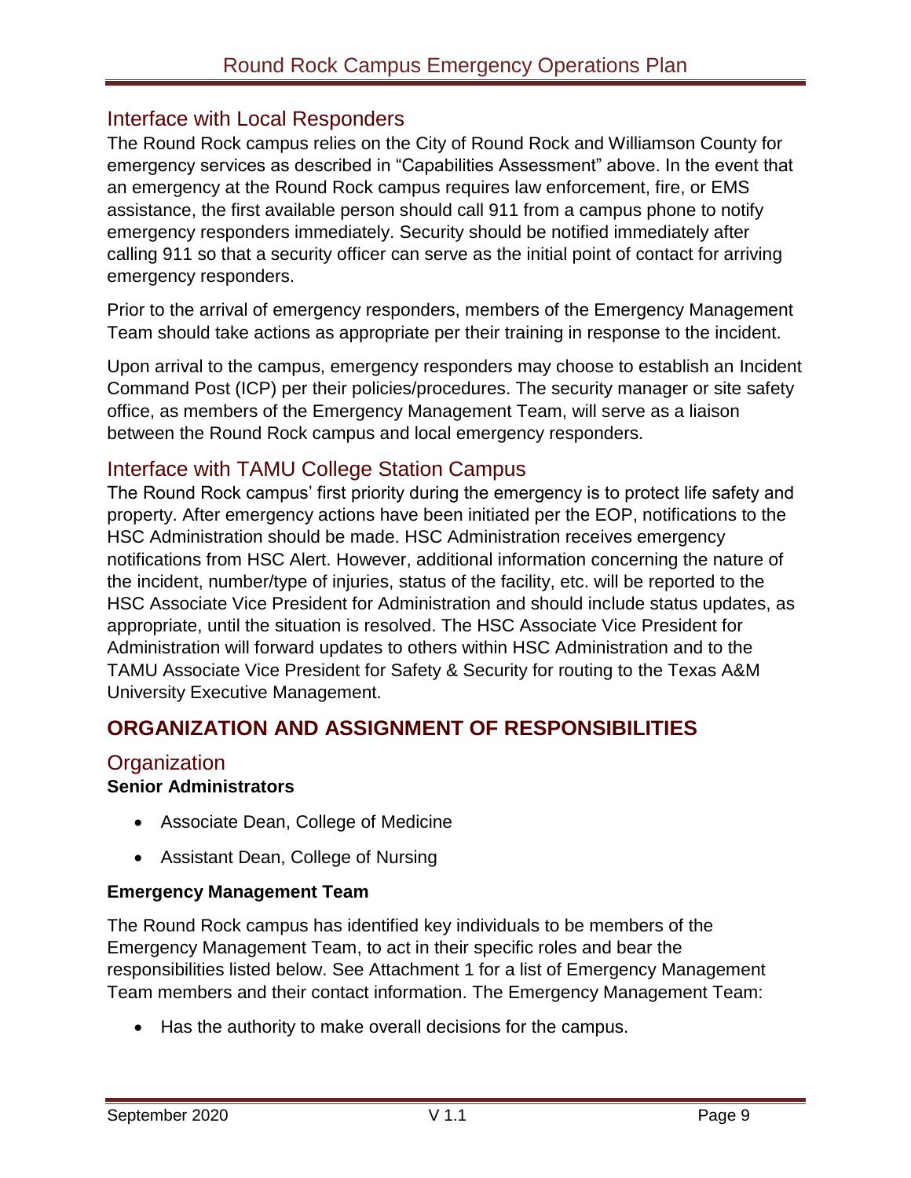## Interface with Local Responders

The Round Rock campus relies on the City of Round Rock and Williamson County for emergency services as described in "Capabilities Assessment" above. In the event that an emergency at the Round Rock campus requires law enforcement, fire, or EMS assistance, the first available person should call 911 from a campus phone to notify emergency responders immediately. Security should be notified immediately after calling 911 so that a security officer can serve as the initial point of contact for arriving emergency responders.

Prior to the arrival of emergency responders, members of the Emergency Management Team should take actions as appropriate per their training in response to the incident.

Upon arrival to the campus, emergency responders may choose to establish an Incident Command Post (ICP) per their policies/procedures. The security manager or site safety office, as members of the Emergency Management Team, will serve as a liaison between the Round Rock campus and local emergency responders.

## Interface with TAMU College Station Campus

The Round Rock campus' first priority during the emergency is to protect life safety and property. After emergency actions have been initiated per the EOP, notifications to the HSC Administration should be made. HSC Administration receives emergency notifications from HSC Alert. However, additional information concerning the nature of the incident, number/type of injuries, status of the facility, etc. will be reported to the HSC Associate Vice President for Administration and should include status updates, as appropriate, until the situation is resolved. The HSC Associate Vice President for Administration will forward updates to others within HSC Administration and to the TAMU Associate Vice President for Safety & Security for routing to the Texas A&M University Executive Management.

# ORGANIZATION AND ASSIGNMENT OF RESPONSIBILITIES

## Organization

**Senior Administrators**

- Associate Dean, College of Medicine
- Assistant Dean, College of Nursing

**Emergency Management Team**

The Round Rock campus has identified key individuals to be members of the Emergency Management Team, to act in their specific roles and bear the responsibilities listed below. See Attachment 1 for a list of Emergency Management Team members and their contact information. The Emergency Management Team:

- Has the authority to make overall decisions for the campus.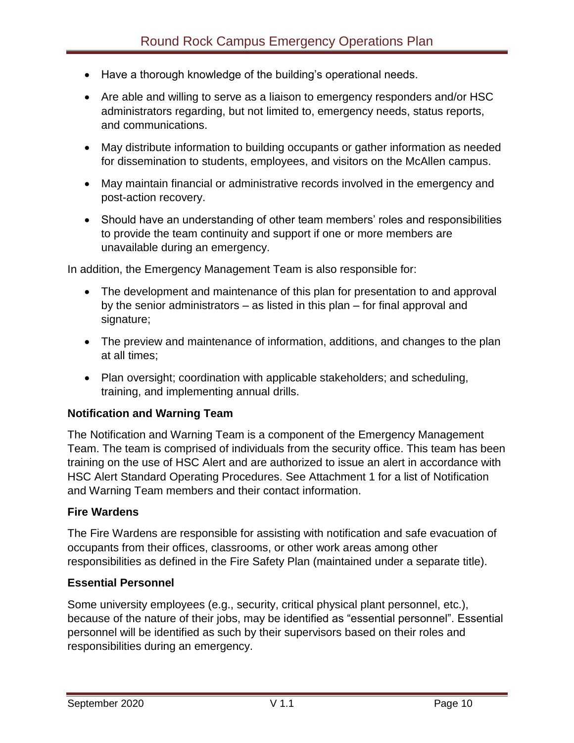- Have a thorough knowledge of the building's operational needs.
- Are able and willing to serve as a liaison to emergency responders and/or HSC administrators regarding, but not limited to, emergency needs, status reports, and communications.
- May distribute information to building occupants or gather information as needed for dissemination to students, employees, and visitors on the McAllen campus.
- May maintain financial or administrative records involved in the emergency and post-action recovery.
- Should have an understanding of other team members' roles and responsibilities to provide the team continuity and support if one or more members are unavailable during an emergency.

In addition, the Emergency Management Team is also responsible for:

- The development and maintenance of this plan for presentation to and approval by the senior administrators – as listed in this plan – for final approval and signature;
- The preview and maintenance of information, additions, and changes to the plan at all times;
- Plan oversight; coordination with applicable stakeholders; and scheduling, training, and implementing annual drills.

**Notification and Warning Team**

The Notification and Warning Team is a component of the Emergency Management Team. The team is comprised of individuals from the security office. This team has been training on the use of HSC Alert and are authorized to issue an alert in accordance with HSC Alert Standard Operating Procedures. See Attachment 1 for a list of Notification and Warning Team members and their contact information.

**Fire Wardens**

The Fire Wardens are responsible for assisting with notification and safe evacuation of occupants from their offices, classrooms, or other work areas among other responsibilities as defined in the Fire Safety Plan (maintained under a separate title).

**Essential Personnel**

Some university employees (e.g., security, critical physical plant personnel, etc.), because of the nature of their jobs, may be identified as "essential personnel". Essential personnel will be identified as such by their supervisors based on their roles and responsibilities during an emergency.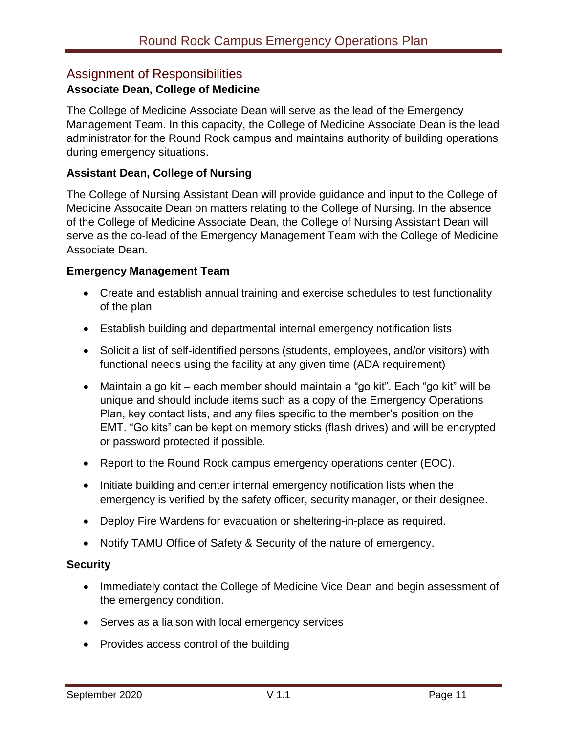## Assignment of Responsibilities

### Associate Dean, College of Medicine

The College of Medicine Associate Dean will serve as the lead of the Emergency Management Team. In this capacity, the College of Medicine Associate Dean is the lead administrator for the Round Rock campus and maintains authority of building operations during emergency situations.

### Assistant Dean, College of Nursing

The College of Nursing Assistant Dean will provide guidance and input to the College of Medicine Assocaite Dean on matters relating to the College of Nursing. In the absence of the College of Medicine Associate Dean, the College of Nursing Assistant Dean will serve as the co-lead of the Emergency Management Team with the College of Medicine Associate Dean.

### Emergency Management Team

- Create and establish annual training and exercise schedules to test functionality of the plan
- Establish building and departmental internal emergency notification lists
- Solicit a list of self-identified persons (students, employees, and/or visitors) with functional needs using the facility at any given time (ADA requirement)
- Maintain a go kit – each member should maintain a "go kit". Each "go kit" will be unique and should include items such as a copy of the Emergency Operations Plan, key contact lists, and any files specific to the member's position on the EMT. "Go kits" can be kept on memory sticks (flash drives) and will be encrypted or password protected if possible.
- Report to the Round Rock campus emergency operations center (EOC).
- Initiate building and center internal emergency notification lists when the emergency is verified by the safety officer, security manager, or their designee.
- Deploy Fire Wardens for evacuation or sheltering-in-place as required.
- Notify TAMU Office of Safety & Security of the nature of emergency.

### Security

- Immediately contact the College of Medicine Vice Dean and begin assessment of the emergency condition.
- Serves as a liaison with local emergency services
- Provides access control of the building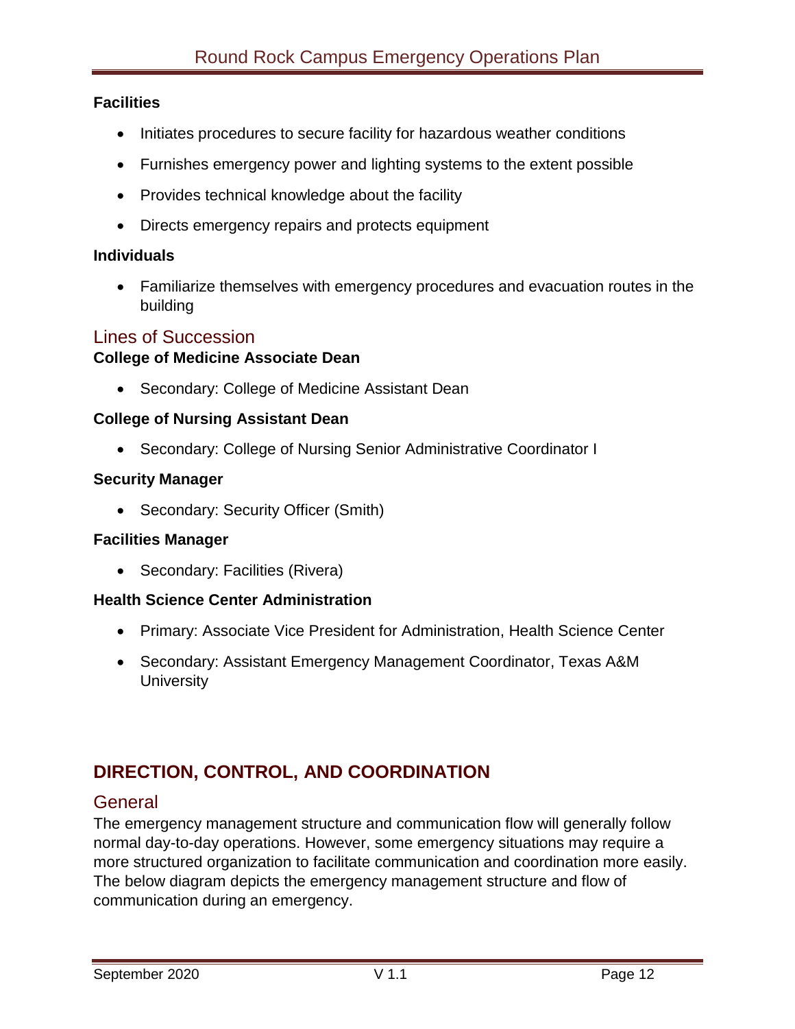**Facilities**

- Initiates procedures to secure facility for hazardous weather conditions
- Furnishes emergency power and lighting systems to the extent possible
- Provides technical knowledge about the facility
- Directs emergency repairs and protects equipment

**Individuals**

- Familiarize themselves with emergency procedures and evacuation routes in the building

## Lines of Succession

**College of Medicine Associate Dean**

- Secondary: College of Medicine Assistant Dean

**College of Nursing Assistant Dean**

- Secondary: College of Nursing Senior Administrative Coordinator I

**Security Manager**

- Secondary: Security Officer (Smith)

**Facilities Manager**

- Secondary: Facilities (Rivera)

**Health Science Center Administration**

- Primary: Associate Vice President for Administration, Health Science Center
- Secondary: Assistant Emergency Management Coordinator, Texas A&M University

# DIRECTION, CONTROL, AND COORDINATION

## General

The emergency management structure and communication flow will generally follow normal day-to-day operations. However, some emergency situations may require a more structured organization to facilitate communication and coordination more easily. The below diagram depicts the emergency management structure and flow of communication during an emergency.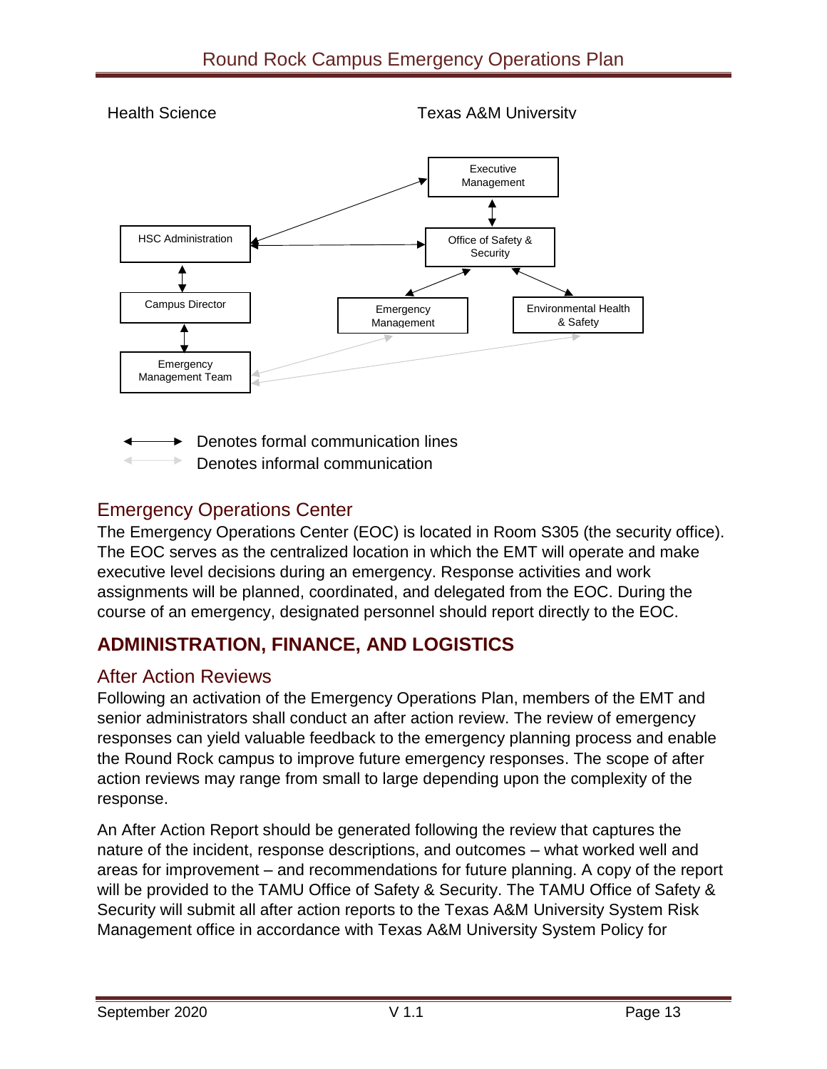Health Science Texas A&M University

Executive Management

HSC Administration

Office of Safety & Security

Campus Director

Emergency Management

Environmental Health & Safety

Emergency Management Team

Denotes formal communication lines

Denotes informal communication

## Emergency Operations Center

The Emergency Operations Center (EOC) is located in Room S305 (the security office). The EOC serves as the centralized location in which the EMT will operate and make executive level decisions during an emergency. Response activities and work assignments will be planned, coordinated, and delegated from the EOC. During the course of an emergency, designated personnel should report directly to the EOC.

# ADMINISTRATION, FINANCE, AND LOGISTICS

## After Action Reviews

Following an activation of the Emergency Operations Plan, members of the EMT and senior administrators shall conduct an after action review. The review of emergency responses can yield valuable feedback to the emergency planning process and enable the Round Rock campus to improve future emergency responses. The scope of after action reviews may range from small to large depending upon the complexity of the response.

An After Action Report should be generated following the review that captures the nature of the incident, response descriptions, and outcomes – what worked well and areas for improvement – and recommendations for future planning. A copy of the report will be provided to the TAMU Office of Safety & Security. The TAMU Office of Safety & Security will submit all after action reports to the Texas A&M University System Risk Management office in accordance with Texas A&M University System Policy for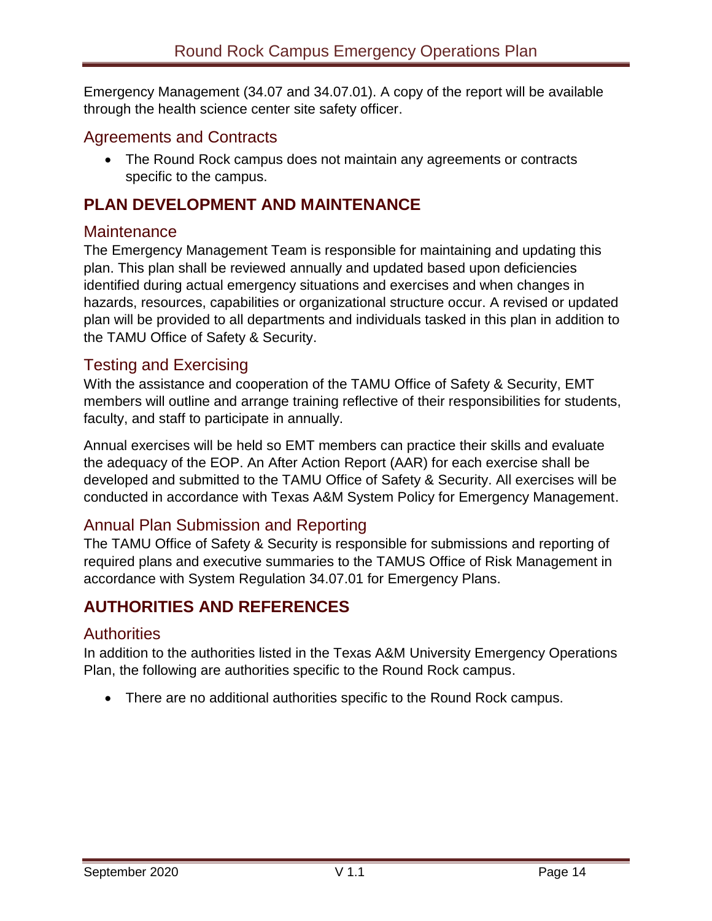Emergency Management (34.07 and 34.07.01). A copy of the report will be available through the health science center site safety officer.

### Agreements and Contracts

- The Round Rock campus does not maintain any agreements or contracts specific to the campus.

## PLAN DEVELOPMENT AND MAINTENANCE

### Maintenance

The Emergency Management Team is responsible for maintaining and updating this plan. This plan shall be reviewed annually and updated based upon deficiencies identified during actual emergency situations and exercises and when changes in hazards, resources, capabilities or organizational structure occur. A revised or updated plan will be provided to all departments and individuals tasked in this plan in addition to the TAMU Office of Safety & Security.

### Testing and Exercising

With the assistance and cooperation of the TAMU Office of Safety & Security, EMT members will outline and arrange training reflective of their responsibilities for students, faculty, and staff to participate in annually.

Annual exercises will be held so EMT members can practice their skills and evaluate the adequacy of the EOP. An After Action Report (AAR) for each exercise shall be developed and submitted to the TAMU Office of Safety & Security. All exercises will be conducted in accordance with Texas A&M System Policy for Emergency Management.

### Annual Plan Submission and Reporting

The TAMU Office of Safety & Security is responsible for submissions and reporting of required plans and executive summaries to the TAMUS Office of Risk Management in accordance with System Regulation 34.07.01 for Emergency Plans.

## AUTHORITIES AND REFERENCES

### Authorities

In addition to the authorities listed in the Texas A&M University Emergency Operations Plan, the following are authorities specific to the Round Rock campus.

- There are no additional authorities specific to the Round Rock campus.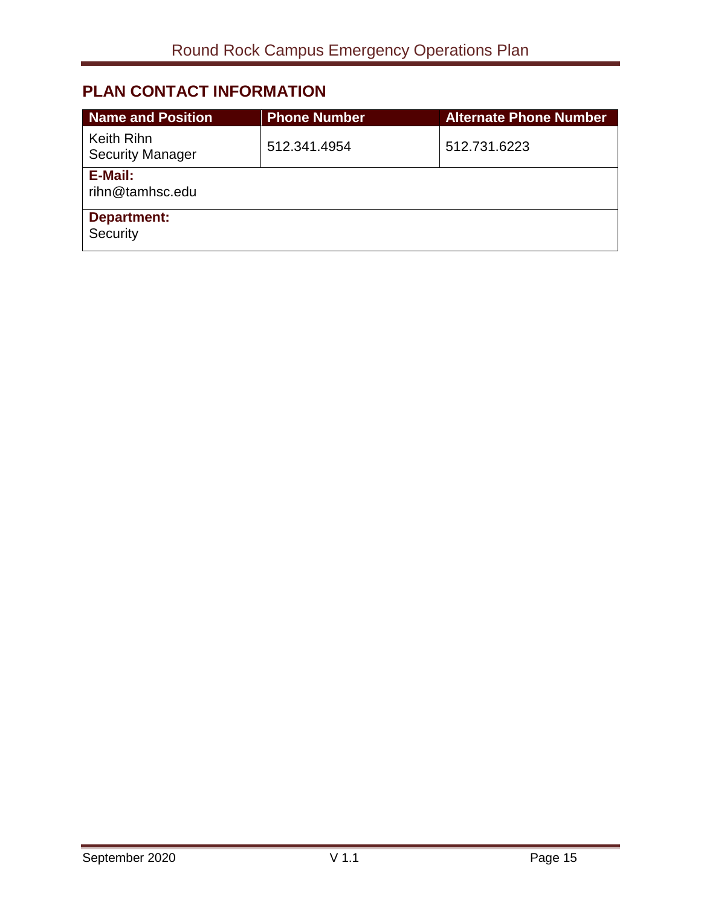## PLAN CONTACT INFORMATION

| Name and Position | Phone Number | Alternate Phone Number |
|---|---|---|
| Keith Rihn<br>Security Manager | 512.341.4954 | 512.731.6223 |
| **E-Mail:**<br>rihn@tamhsc.edu | | |
| **Department:**<br>Security | | |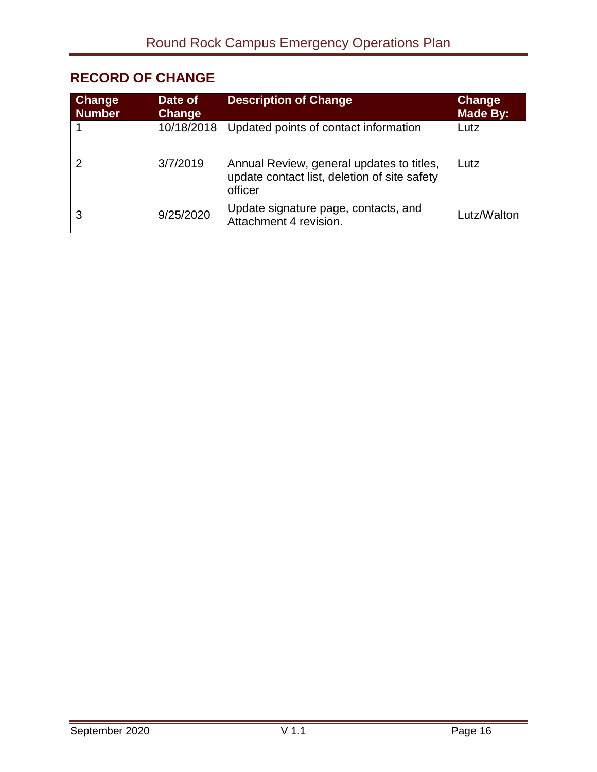## RECORD OF CHANGE

| Change Number | Date of Change | Description of Change | Change Made By: |
|---|---|---|---|
| 1 | 10/18/2018 | Updated points of contact information | Lutz |
| 2 | 3/7/2019 | Annual Review, general updates to titles, update contact list, deletion of site safety officer | Lutz |
| 3 | 9/25/2020 | Update signature page, contacts, and Attachment 4 revision. | Lutz/Walton |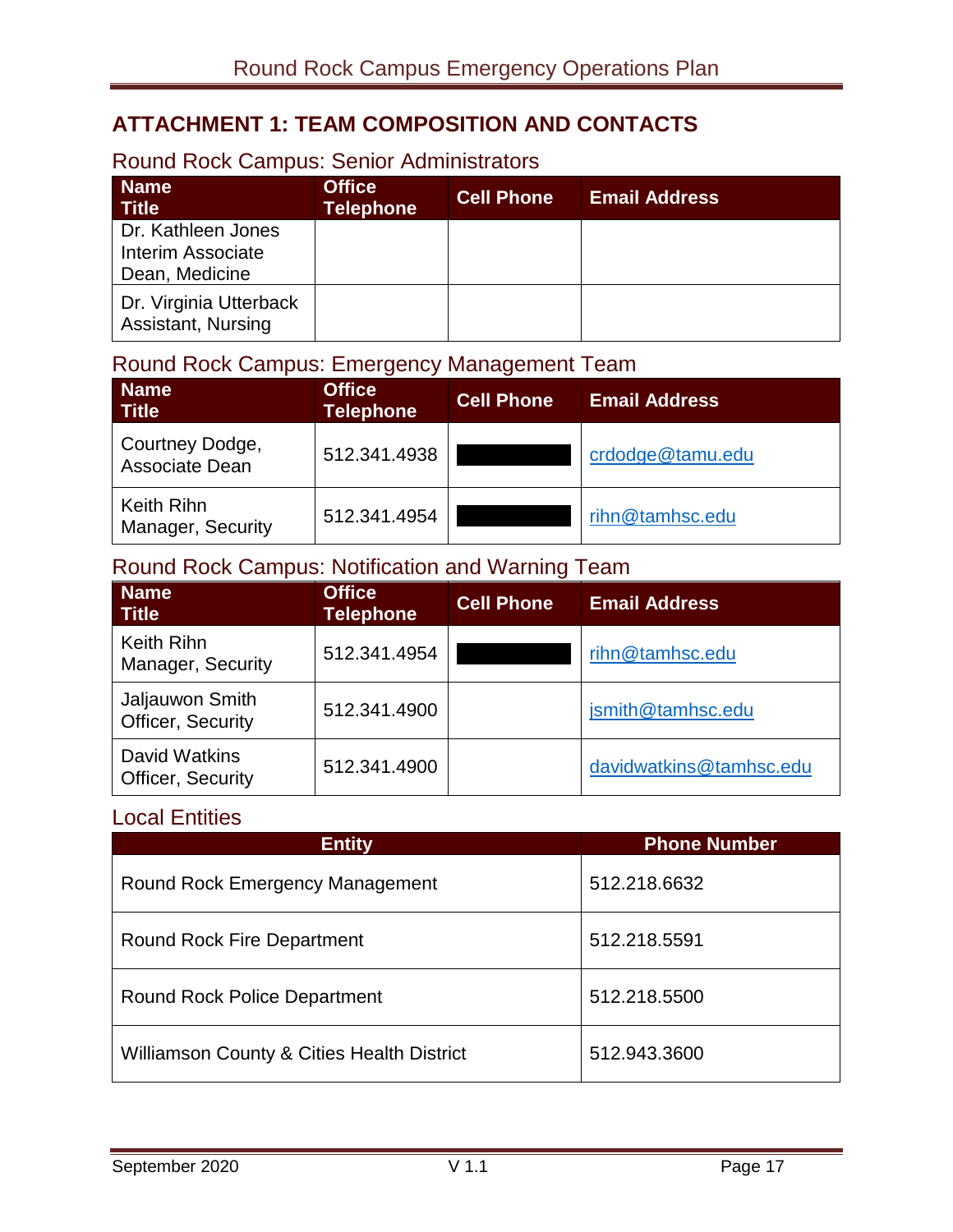## ATTACHMENT 1: TEAM COMPOSITION AND CONTACTS

### Round Rock Campus: Senior Administrators

| Name<br>Title | Office Telephone | Cell Phone | Email Address |
|---|---|---|---|
| Dr. Kathleen Jones<br>Interim Associate Dean, Medicine | | | |
| Dr. Virginia Utterback<br>Assistant, Nursing | | | |

### Round Rock Campus: Emergency Management Team

| Name<br>Title | Office Telephone | Cell Phone | Email Address |
|---|---|---|---|
| Courtney Dodge,<br>Associate Dean | 512.341.4938 | | crdodge@tamu.edu |
| Keith Rihn<br>Manager, Security | 512.341.4954 | | rihn@tamhsc.edu |

### Round Rock Campus: Notification and Warning Team

| Name<br>Title | Office Telephone | Cell Phone | Email Address |
|---|---|---|---|
| Keith Rihn<br>Manager, Security | 512.341.4954 | | rihn@tamhsc.edu |
| Jaljauwon Smith<br>Officer, Security | 512.341.4900 | | jsmith@tamhsc.edu |
| David Watkins<br>Officer, Security | 512.341.4900 | | davidwatkins@tamhsc.edu |

### Local Entities

| Entity | Phone Number |
|---|---|
| Round Rock Emergency Management | 512.218.6632 |
| Round Rock Fire Department | 512.218.5591 |
| Round Rock Police Department | 512.218.5500 |
| Williamson County & Cities Health District | 512.943.3600 |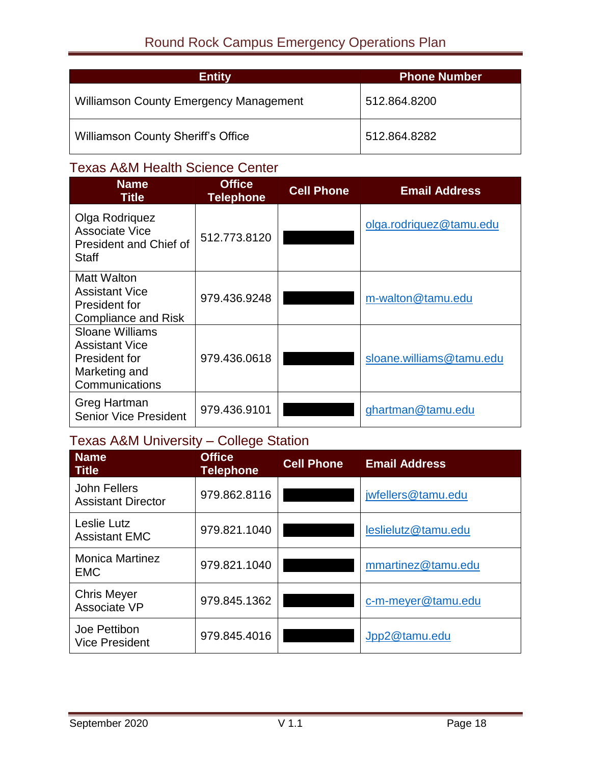| Entity | Phone Number |
|---|---|
| Williamson County Emergency Management | 512.864.8200 |
| Williamson County Sheriff's Office | 512.864.8282 |

## Texas A&M Health Science Center

| Name<br>Title | Office Telephone | Cell Phone | Email Address |
|---|---|---|---|
| Olga Rodriquez<br>Associate Vice President and Chief of Staff | 512.773.8120 | | olga.rodriquez@tamu.edu |
| Matt Walton<br>Assistant Vice President for Compliance and Risk | 979.436.9248 | | m-walton@tamu.edu |
| Sloane Williams<br>Assistant Vice President for Marketing and Communications | 979.436.0618 | | sloane.williams@tamu.edu |
| Greg Hartman<br>Senior Vice President | 979.436.9101 | | ghartman@tamu.edu |

## Texas A&M University – College Station

| Name<br>Title | Office Telephone | Cell Phone | Email Address |
|---|---|---|---|
| John Fellers<br>Assistant Director | 979.862.8116 | | jwfellers@tamu.edu |
| Leslie Lutz<br>Assistant EMC | 979.821.1040 | | leslielutz@tamu.edu |
| Monica Martinez<br>EMC | 979.821.1040 | | mmartinez@tamu.edu |
| Chris Meyer<br>Associate VP | 979.845.1362 | | c-m-meyer@tamu.edu |
| Joe Pettibon<br>Vice President | 979.845.4016 | | Jpp2@tamu.edu |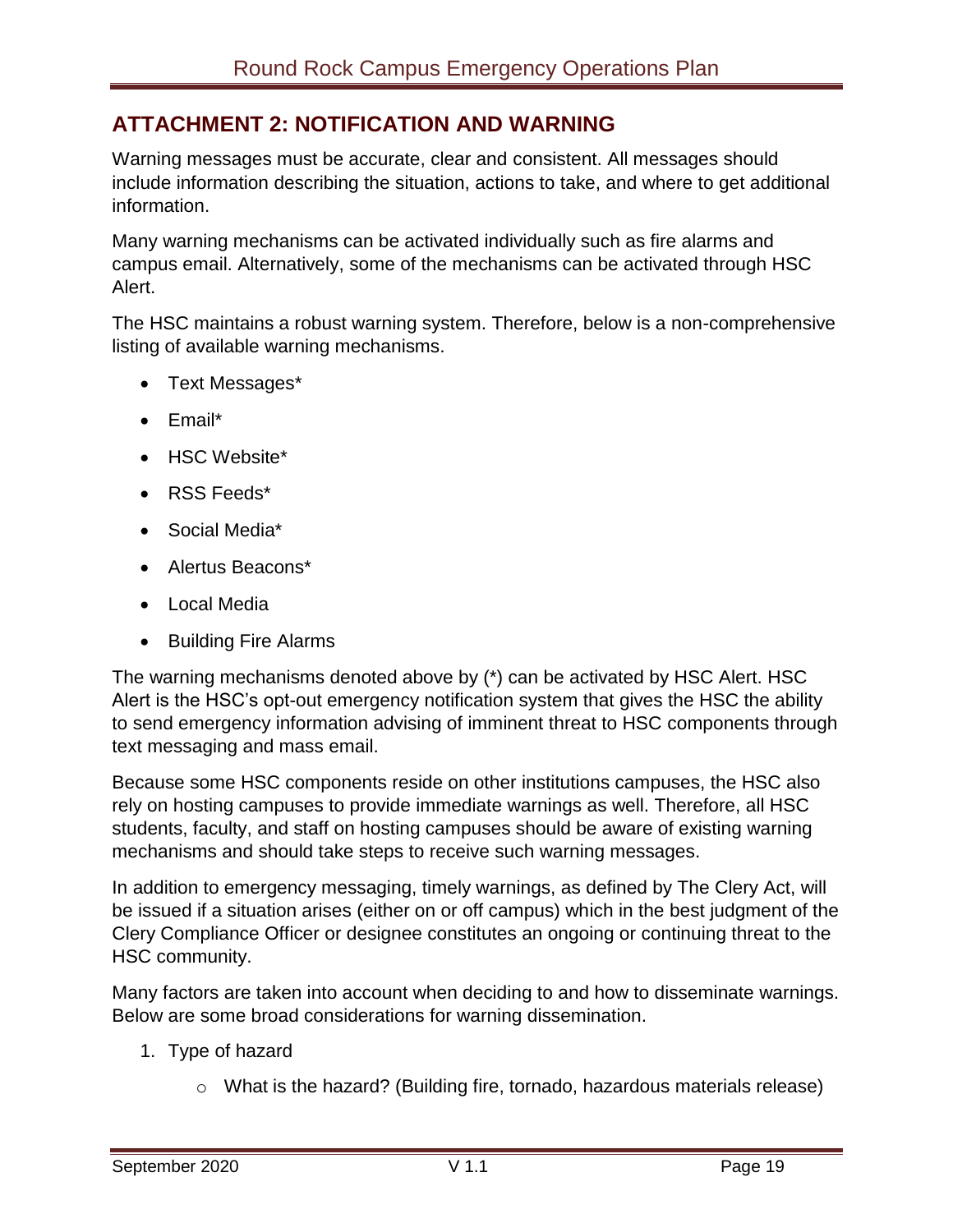## ATTACHMENT 2: NOTIFICATION AND WARNING

Warning messages must be accurate, clear and consistent. All messages should include information describing the situation, actions to take, and where to get additional information.

Many warning mechanisms can be activated individually such as fire alarms and campus email. Alternatively, some of the mechanisms can be activated through HSC Alert.

The HSC maintains a robust warning system. Therefore, below is a non-comprehensive listing of available warning mechanisms.

- Text Messages*
- Email*
- HSC Website*
- RSS Feeds*
- Social Media*
- Alertus Beacons*
- Local Media
- Building Fire Alarms

The warning mechanisms denoted above by (*) can be activated by HSC Alert. HSC Alert is the HSC's opt-out emergency notification system that gives the HSC the ability to send emergency information advising of imminent threat to HSC components through text messaging and mass email.

Because some HSC components reside on other institutions campuses, the HSC also rely on hosting campuses to provide immediate warnings as well. Therefore, all HSC students, faculty, and staff on hosting campuses should be aware of existing warning mechanisms and should take steps to receive such warning messages.

In addition to emergency messaging, timely warnings, as defined by The Clery Act, will be issued if a situation arises (either on or off campus) which in the best judgment of the Clery Compliance Officer or designee constitutes an ongoing or continuing threat to the HSC community.

Many factors are taken into account when deciding to and how to disseminate warnings. Below are some broad considerations for warning dissemination.

1. Type of hazard
    - What is the hazard? (Building fire, tornado, hazardous materials release)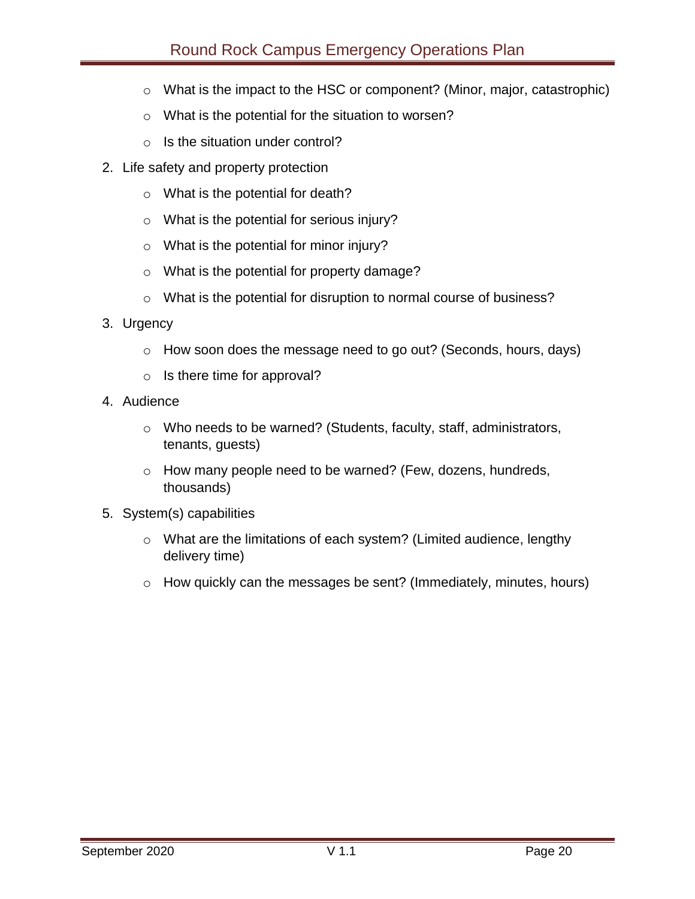- What is the impact to the HSC or component? (Minor, major, catastrophic)
- What is the potential for the situation to worsen?
- Is the situation under control?

2. Life safety and property protection
   - What is the potential for death?
   - What is the potential for serious injury?
   - What is the potential for minor injury?
   - What is the potential for property damage?
   - What is the potential for disruption to normal course of business?
3. Urgency
   - How soon does the message need to go out? (Seconds, hours, days)
   - Is there time for approval?
4. Audience
   - Who needs to be warned? (Students, faculty, staff, administrators, tenants, guests)
   - How many people need to be warned? (Few, dozens, hundreds, thousands)
5. System(s) capabilities
   - What are the limitations of each system? (Limited audience, lengthy delivery time)
   - How quickly can the messages be sent? (Immediately, minutes, hours)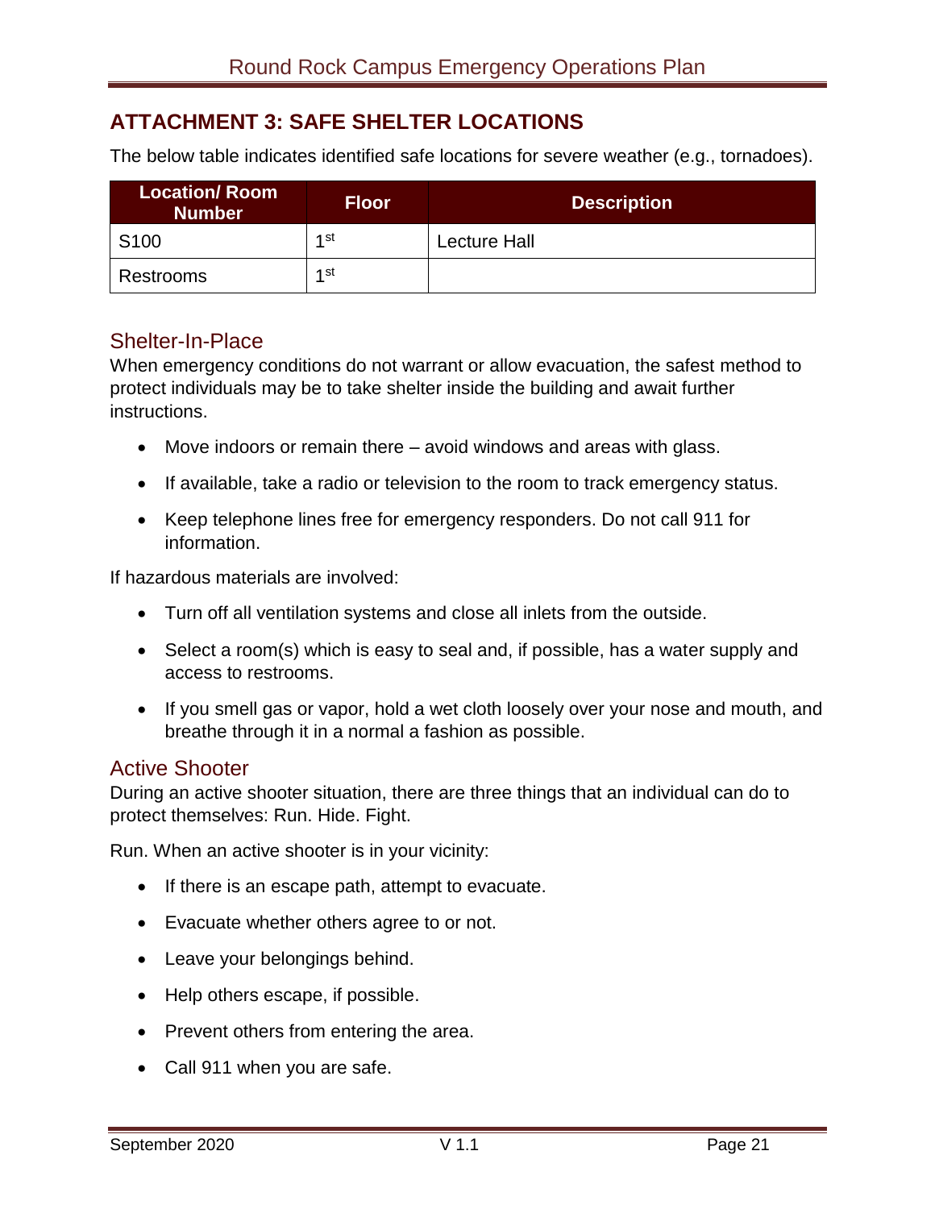## ATTACHMENT 3: SAFE SHELTER LOCATIONS

The below table indicates identified safe locations for severe weather (e.g., tornadoes).

| Location/ Room Number | Floor | Description |
|---|---|---|
| S100 | 1st | Lecture Hall |
| Restrooms | 1st | |

### Shelter-In-Place

When emergency conditions do not warrant or allow evacuation, the safest method to protect individuals may be to take shelter inside the building and await further instructions.

- Move indoors or remain there – avoid windows and areas with glass.
- If available, take a radio or television to the room to track emergency status.
- Keep telephone lines free for emergency responders. Do not call 911 for information.

If hazardous materials are involved:

- Turn off all ventilation systems and close all inlets from the outside.
- Select a room(s) which is easy to seal and, if possible, has a water supply and access to restrooms.
- If you smell gas or vapor, hold a wet cloth loosely over your nose and mouth, and breathe through it in a normal a fashion as possible.

### Active Shooter

During an active shooter situation, there are three things that an individual can do to protect themselves: Run. Hide. Fight.

Run. When an active shooter is in your vicinity:

- If there is an escape path, attempt to evacuate.
- Evacuate whether others agree to or not.
- Leave your belongings behind.
- Help others escape, if possible.
- Prevent others from entering the area.
- Call 911 when you are safe.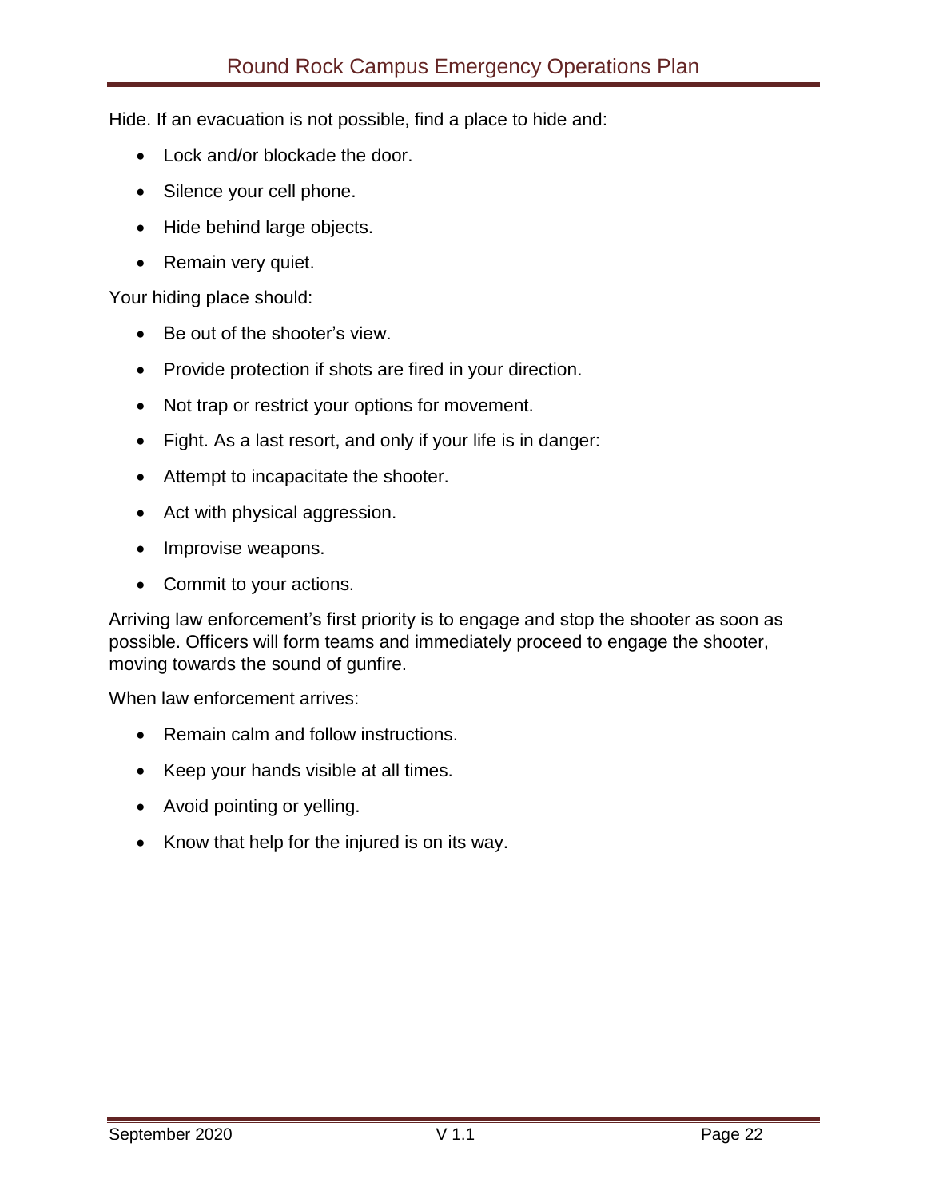Hide. If an evacuation is not possible, find a place to hide and:

- Lock and/or blockade the door.
- Silence your cell phone.
- Hide behind large objects.
- Remain very quiet.

Your hiding place should:

- Be out of the shooter's view.
- Provide protection if shots are fired in your direction.
- Not trap or restrict your options for movement.
- Fight. As a last resort, and only if your life is in danger:
- Attempt to incapacitate the shooter.
- Act with physical aggression.
- Improvise weapons.
- Commit to your actions.

Arriving law enforcement's first priority is to engage and stop the shooter as soon as possible. Officers will form teams and immediately proceed to engage the shooter, moving towards the sound of gunfire.

When law enforcement arrives:

- Remain calm and follow instructions.
- Keep your hands visible at all times.
- Avoid pointing or yelling.
- Know that help for the injured is on its way.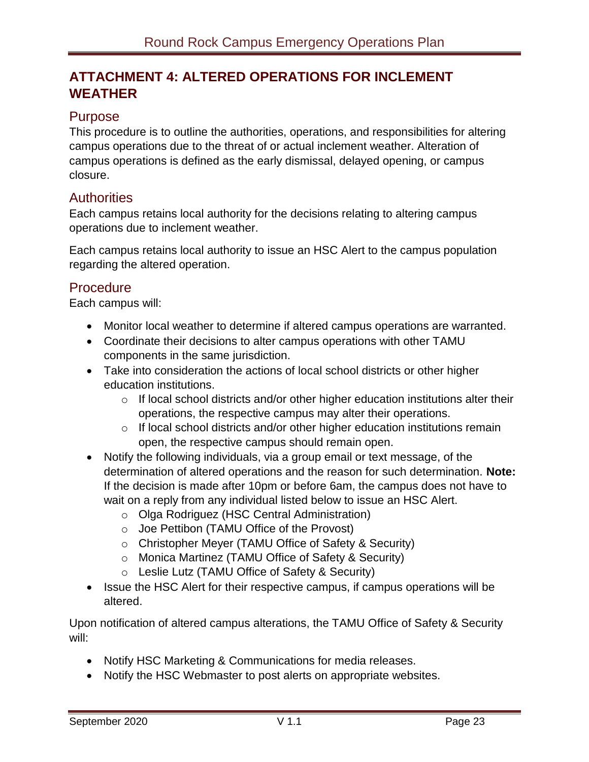# ATTACHMENT 4: ALTERED OPERATIONS FOR INCLEMENT WEATHER

## Purpose

This procedure is to outline the authorities, operations, and responsibilities for altering campus operations due to the threat of or actual inclement weather. Alteration of campus operations is defined as the early dismissal, delayed opening, or campus closure.

## Authorities

Each campus retains local authority for the decisions relating to altering campus operations due to inclement weather.

Each campus retains local authority to issue an HSC Alert to the campus population regarding the altered operation.

## Procedure

Each campus will:

- Monitor local weather to determine if altered campus operations are warranted.
- Coordinate their decisions to alter campus operations with other TAMU components in the same jurisdiction.
- Take into consideration the actions of local school districts or other higher education institutions.
  - If local school districts and/or other higher education institutions alter their operations, the respective campus may alter their operations.
  - If local school districts and/or other higher education institutions remain open, the respective campus should remain open.
- Notify the following individuals, via a group email or text message, of the determination of altered operations and the reason for such determination. **Note:** If the decision is made after 10pm or before 6am, the campus does not have to wait on a reply from any individual listed below to issue an HSC Alert.
  - Olga Rodriguez (HSC Central Administration)
  - Joe Pettibon (TAMU Office of the Provost)
  - Christopher Meyer (TAMU Office of Safety & Security)
  - Monica Martinez (TAMU Office of Safety & Security)
  - Leslie Lutz (TAMU Office of Safety & Security)
- Issue the HSC Alert for their respective campus, if campus operations will be altered.

Upon notification of altered campus alterations, the TAMU Office of Safety & Security will:

- Notify HSC Marketing & Communications for media releases.
- Notify the HSC Webmaster to post alerts on appropriate websites.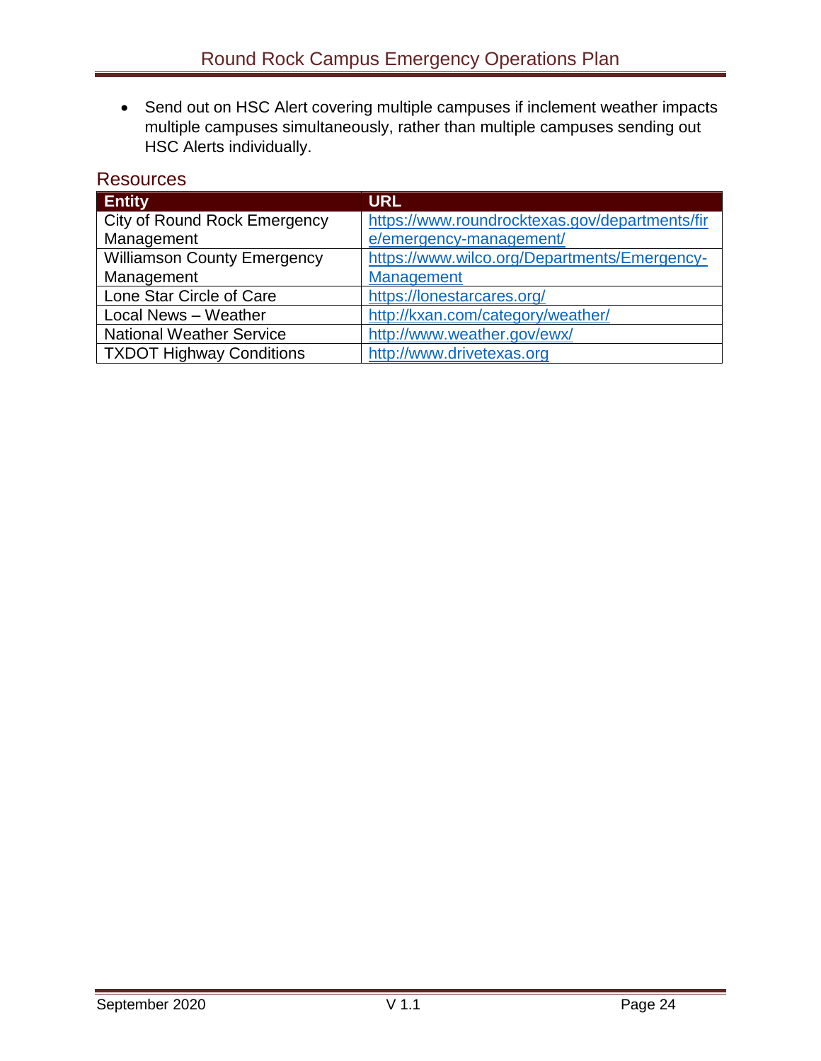- Send out on HSC Alert covering multiple campuses if inclement weather impacts multiple campuses simultaneously, rather than multiple campuses sending out HSC Alerts individually.

## Resources

| Entity | URL |
|---|---|
| City of Round Rock Emergency Management | https://www.roundrocktexas.gov/departments/fire/emergency-management/ |
| Williamson County Emergency Management | https://www.wilco.org/Departments/Emergency-Management |
| Lone Star Circle of Care | https://lonestarcares.org/ |
| Local News – Weather | http://kxan.com/category/weather/ |
| National Weather Service | http://www.weather.gov/ewx/ |
| TXDOT Highway Conditions | http://www.drivetexas.org |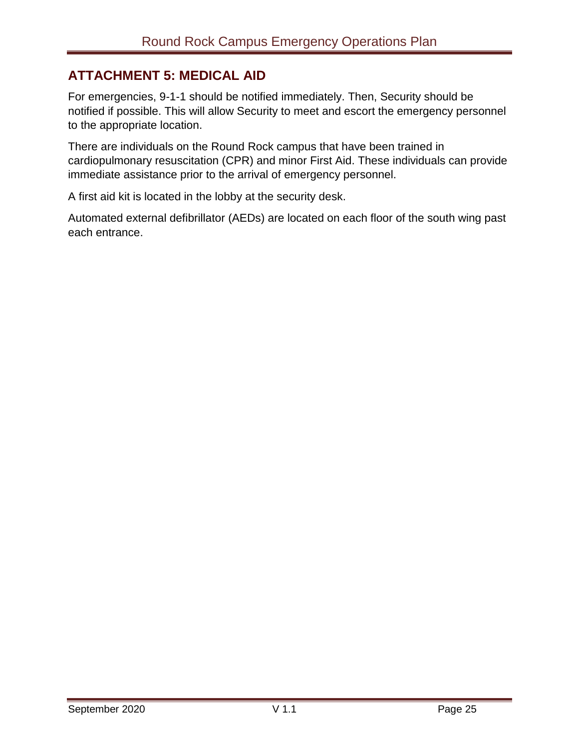## ATTACHMENT 5: MEDICAL AID

For emergencies, 9-1-1 should be notified immediately. Then, Security should be notified if possible. This will allow Security to meet and escort the emergency personnel to the appropriate location.

There are individuals on the Round Rock campus that have been trained in cardiopulmonary resuscitation (CPR) and minor First Aid. These individuals can provide immediate assistance prior to the arrival of emergency personnel.

A first aid kit is located in the lobby at the security desk.

Automated external defibrillator (AEDs) are located on each floor of the south wing past each entrance.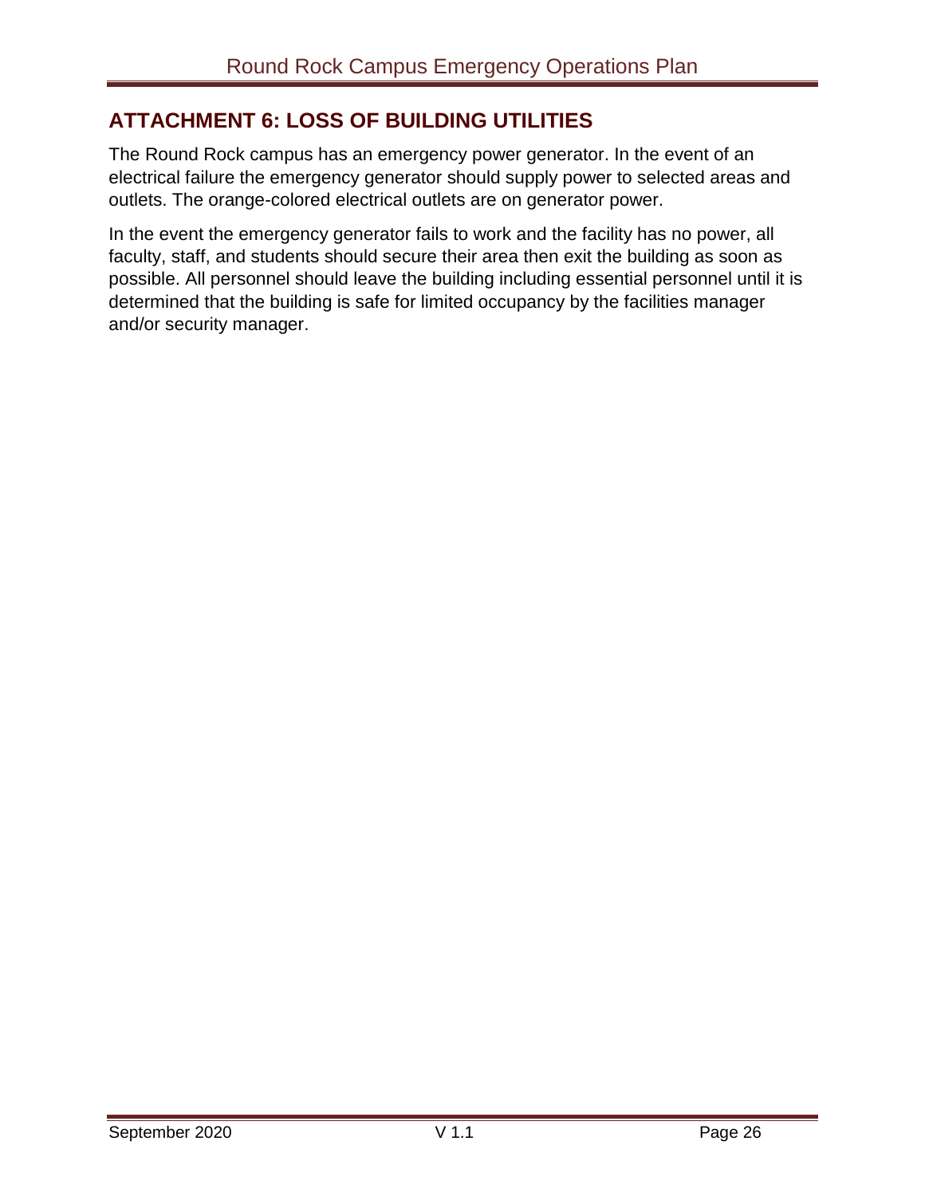## ATTACHMENT 6: LOSS OF BUILDING UTILITIES

The Round Rock campus has an emergency power generator. In the event of an electrical failure the emergency generator should supply power to selected areas and outlets. The orange-colored electrical outlets are on generator power.

In the event the emergency generator fails to work and the facility has no power, all faculty, staff, and students should secure their area then exit the building as soon as possible. All personnel should leave the building including essential personnel until it is determined that the building is safe for limited occupancy by the facilities manager and/or security manager.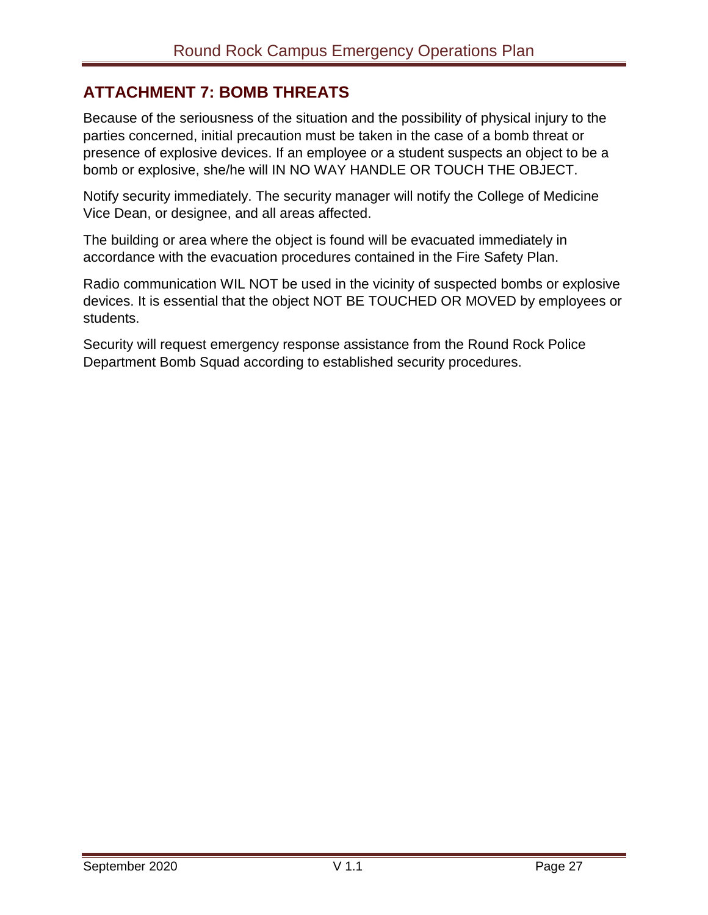## ATTACHMENT 7: BOMB THREATS

Because of the seriousness of the situation and the possibility of physical injury to the parties concerned, initial precaution must be taken in the case of a bomb threat or presence of explosive devices. If an employee or a student suspects an object to be a bomb or explosive, she/he will IN NO WAY HANDLE OR TOUCH THE OBJECT.

Notify security immediately. The security manager will notify the College of Medicine Vice Dean, or designee, and all areas affected.

The building or area where the object is found will be evacuated immediately in accordance with the evacuation procedures contained in the Fire Safety Plan.

Radio communication WIL NOT be used in the vicinity of suspected bombs or explosive devices. It is essential that the object NOT BE TOUCHED OR MOVED by employees or students.

Security will request emergency response assistance from the Round Rock Police Department Bomb Squad according to established security procedures.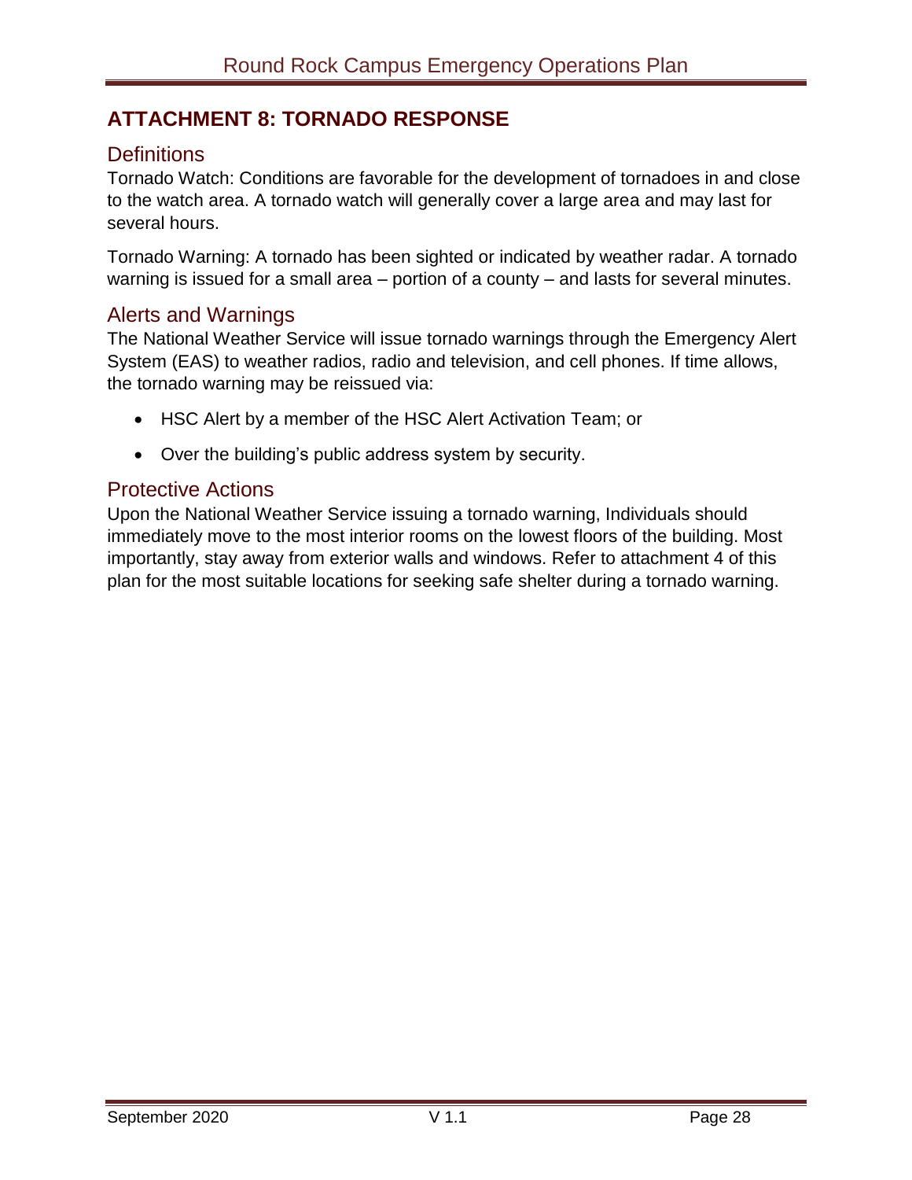## ATTACHMENT 8: TORNADO RESPONSE

### Definitions

Tornado Watch: Conditions are favorable for the development of tornadoes in and close to the watch area. A tornado watch will generally cover a large area and may last for several hours.

Tornado Warning: A tornado has been sighted or indicated by weather radar. A tornado warning is issued for a small area – portion of a county – and lasts for several minutes.

### Alerts and Warnings

The National Weather Service will issue tornado warnings through the Emergency Alert System (EAS) to weather radios, radio and television, and cell phones. If time allows, the tornado warning may be reissued via:

- HSC Alert by a member of the HSC Alert Activation Team; or
- Over the building's public address system by security.

### Protective Actions

Upon the National Weather Service issuing a tornado warning, Individuals should immediately move to the most interior rooms on the lowest floors of the building. Most importantly, stay away from exterior walls and windows. Refer to attachment 4 of this plan for the most suitable locations for seeking safe shelter during a tornado warning.